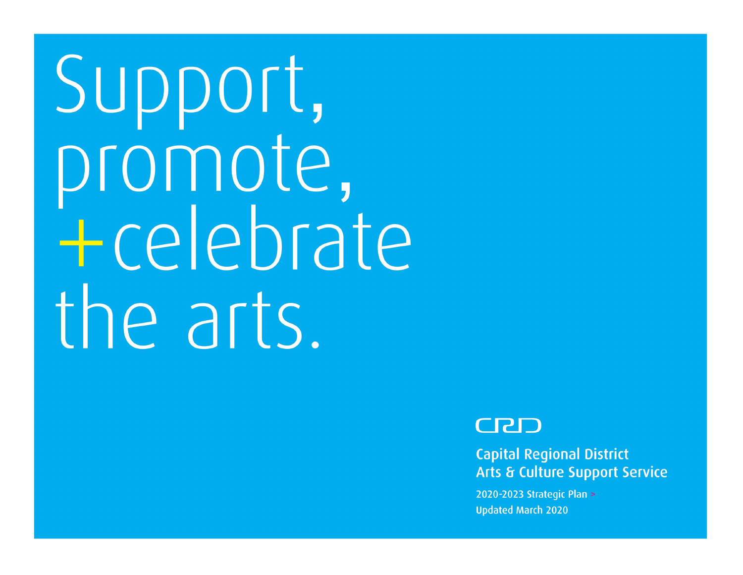# Support, promote, +celebrate the arts.

CRD

**Capital Regional District**
**Arts & Culture Support Service**

2020-2023 Strategic Plan >
Updated March 2020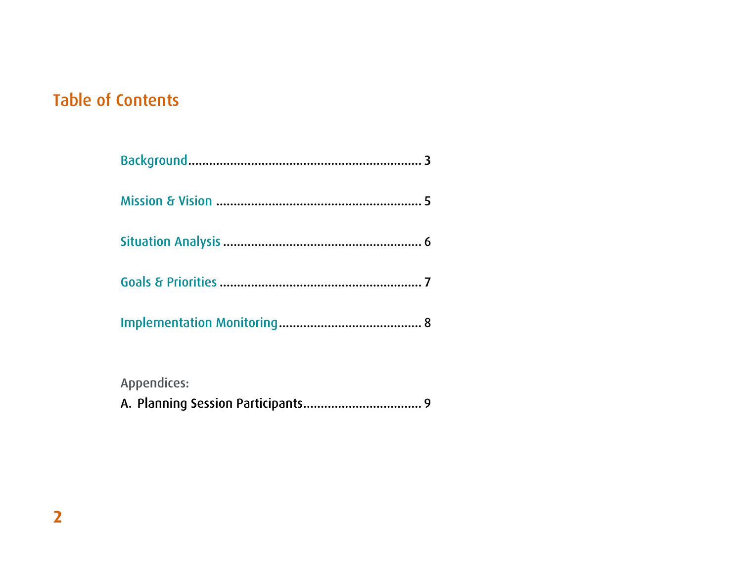# Table of Contents

Background.................................................................. 3

Mission & Vision .......................................................... 5

Situation Analysis ........................................................ 6

Goals & Priorities ......................................................... 7

Implementation Monitoring......................................... 8

Appendices:

A. Planning Session Participants.................................. 9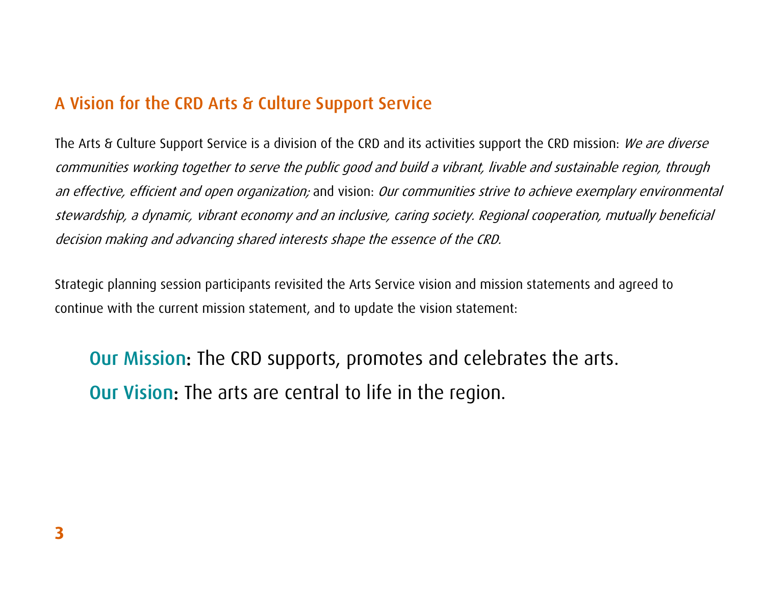## A Vision for the CRD Arts & Culture Support Service

The Arts & Culture Support Service is a division of the CRD and its activities support the CRD mission: *We are diverse communities working together to serve the public good and build a vibrant, livable and sustainable region, through an effective, efficient and open organization;* and vision: *Our communities strive to achieve exemplary environmental stewardship, a dynamic, vibrant economy and an inclusive, caring society. Regional cooperation, mutually beneficial decision making and advancing shared interests shape the essence of the CRD.*

Strategic planning session participants revisited the Arts Service vision and mission statements and agreed to continue with the current mission statement, and to update the vision statement:

> **Our Mission**: The CRD supports, promotes and celebrates the arts.
>
> **Our Vision**: The arts are central to life in the region.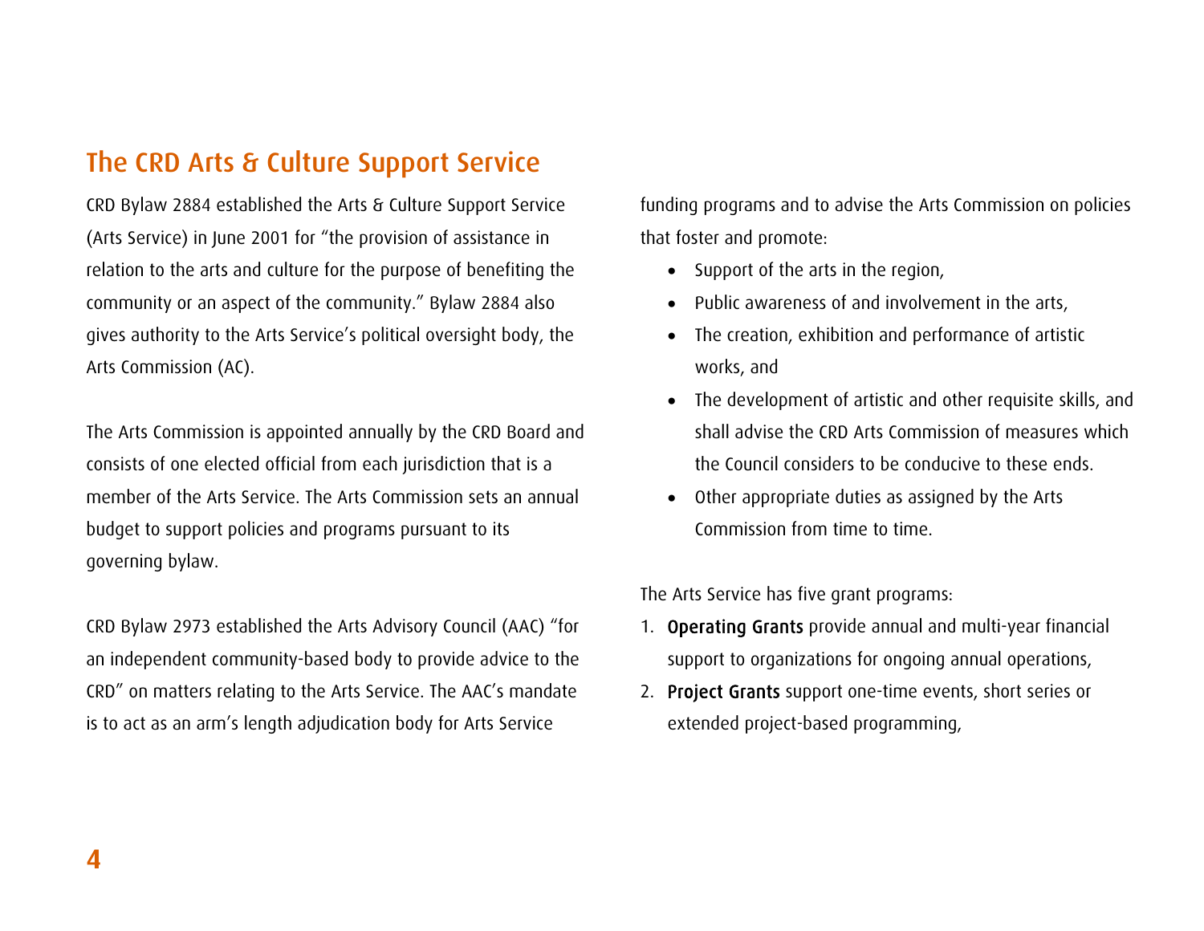## The CRD Arts & Culture Support Service

CRD Bylaw 2884 established the Arts & Culture Support Service (Arts Service) in June 2001 for "the provision of assistance in relation to the arts and culture for the purpose of benefiting the community or an aspect of the community." Bylaw 2884 also gives authority to the Arts Service's political oversight body, the Arts Commission (AC).

The Arts Commission is appointed annually by the CRD Board and consists of one elected official from each jurisdiction that is a member of the Arts Service. The Arts Commission sets an annual budget to support policies and programs pursuant to its governing bylaw.

CRD Bylaw 2973 established the Arts Advisory Council (AAC) "for an independent community-based body to provide advice to the CRD" on matters relating to the Arts Service. The AAC's mandate is to act as an arm's length adjudication body for Arts Service funding programs and to advise the Arts Commission on policies that foster and promote:

- Support of the arts in the region,
- Public awareness of and involvement in the arts,
- The creation, exhibition and performance of artistic works, and
- The development of artistic and other requisite skills, and shall advise the CRD Arts Commission of measures which the Council considers to be conducive to these ends.
- Other appropriate duties as assigned by the Arts Commission from time to time.

The Arts Service has five grant programs:

1. **Operating Grants** provide annual and multi-year financial support to organizations for ongoing annual operations,
2. **Project Grants** support one-time events, short series or extended project-based programming,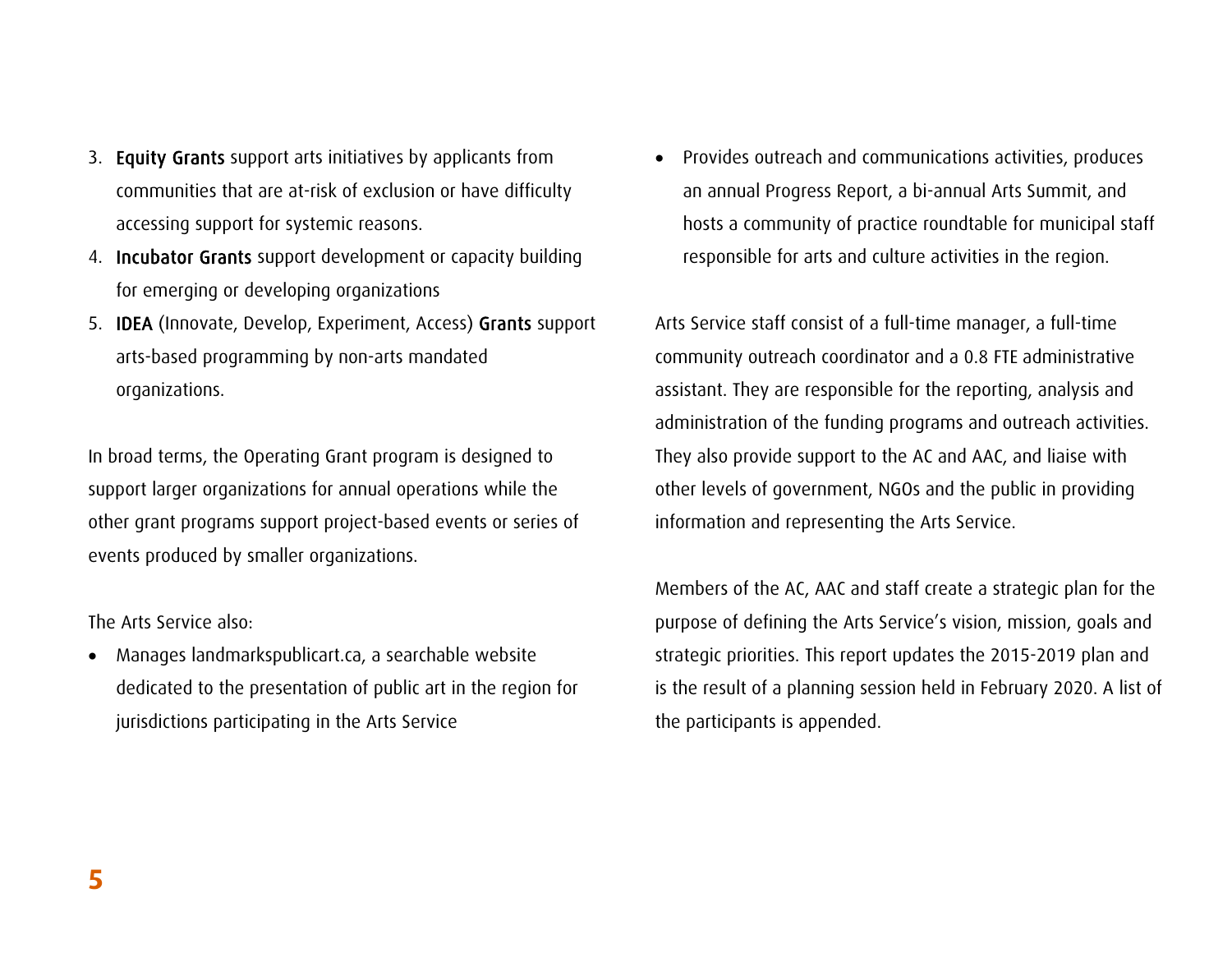3. **Equity Grants** support arts initiatives by applicants from communities that are at-risk of exclusion or have difficulty accessing support for systemic reasons.
4. **Incubator Grants** support development or capacity building for emerging or developing organizations
5. **IDEA** (Innovate, Develop, Experiment, Access) **Grants** support arts-based programming by non-arts mandated organizations.

In broad terms, the Operating Grant program is designed to support larger organizations for annual operations while the other grant programs support project-based events or series of events produced by smaller organizations.

The Arts Service also:

- Manages landmarkspublicart.ca, a searchable website dedicated to the presentation of public art in the region for jurisdictions participating in the Arts Service
- Provides outreach and communications activities, produces an annual Progress Report, a bi-annual Arts Summit, and hosts a community of practice roundtable for municipal staff responsible for arts and culture activities in the region.

Arts Service staff consist of a full-time manager, a full-time community outreach coordinator and a 0.8 FTE administrative assistant. They are responsible for the reporting, analysis and administration of the funding programs and outreach activities. They also provide support to the AC and AAC, and liaise with other levels of government, NGOs and the public in providing information and representing the Arts Service.

Members of the AC, AAC and staff create a strategic plan for the purpose of defining the Arts Service's vision, mission, goals and strategic priorities. This report updates the 2015-2019 plan and is the result of a planning session held in February 2020. A list of the participants is appended.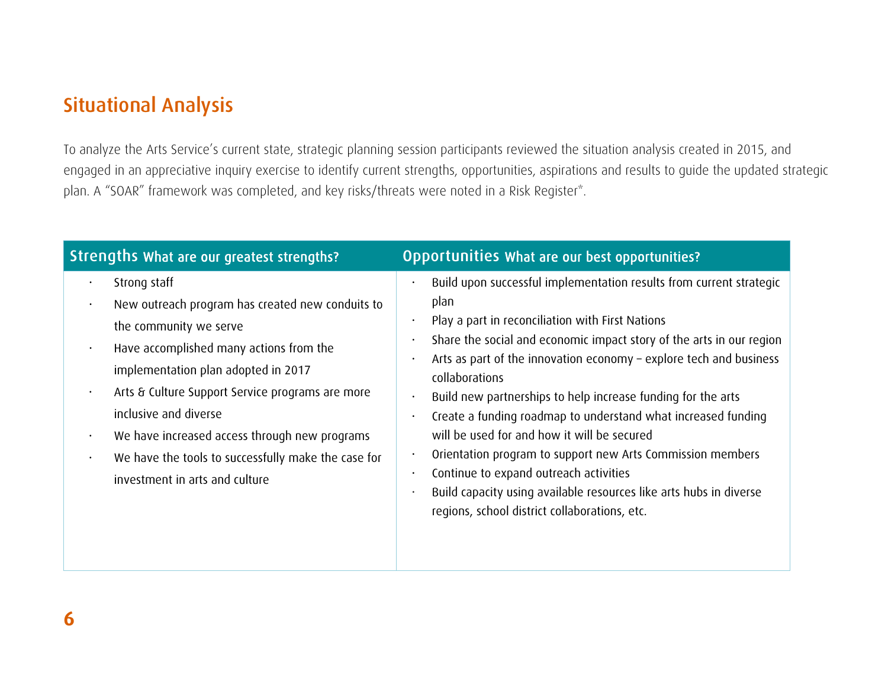## Situational Analysis

To analyze the Arts Service's current state, strategic planning session participants reviewed the situation analysis created in 2015, and engaged in an appreciative inquiry exercise to identify current strengths, opportunities, aspirations and results to guide the updated strategic plan. A "SOAR" framework was completed, and key risks/threats were noted in a Risk Register*.

| **Strengths** What are our greatest strengths? | **Opportunities** What are our best opportunities? |
|---|---|
| • Strong staff<br>• New outreach program has created new conduits to the community we serve<br>• Have accomplished many actions from the implementation plan adopted in 2017<br>• Arts & Culture Support Service programs are more inclusive and diverse<br>• We have increased access through new programs<br>• We have the tools to successfully make the case for investment in arts and culture | • Build upon successful implementation results from current strategic plan<br>• Play a part in reconciliation with First Nations<br>• Share the social and economic impact story of the arts in our region<br>• Arts as part of the innovation economy – explore tech and business collaborations<br>• Build new partnerships to help increase funding for the arts<br>• Create a funding roadmap to understand what increased funding will be used for and how it will be secured<br>• Orientation program to support new Arts Commission members<br>• Continue to expand outreach activities<br>• Build capacity using available resources like arts hubs in diverse regions, school district collaborations, etc. |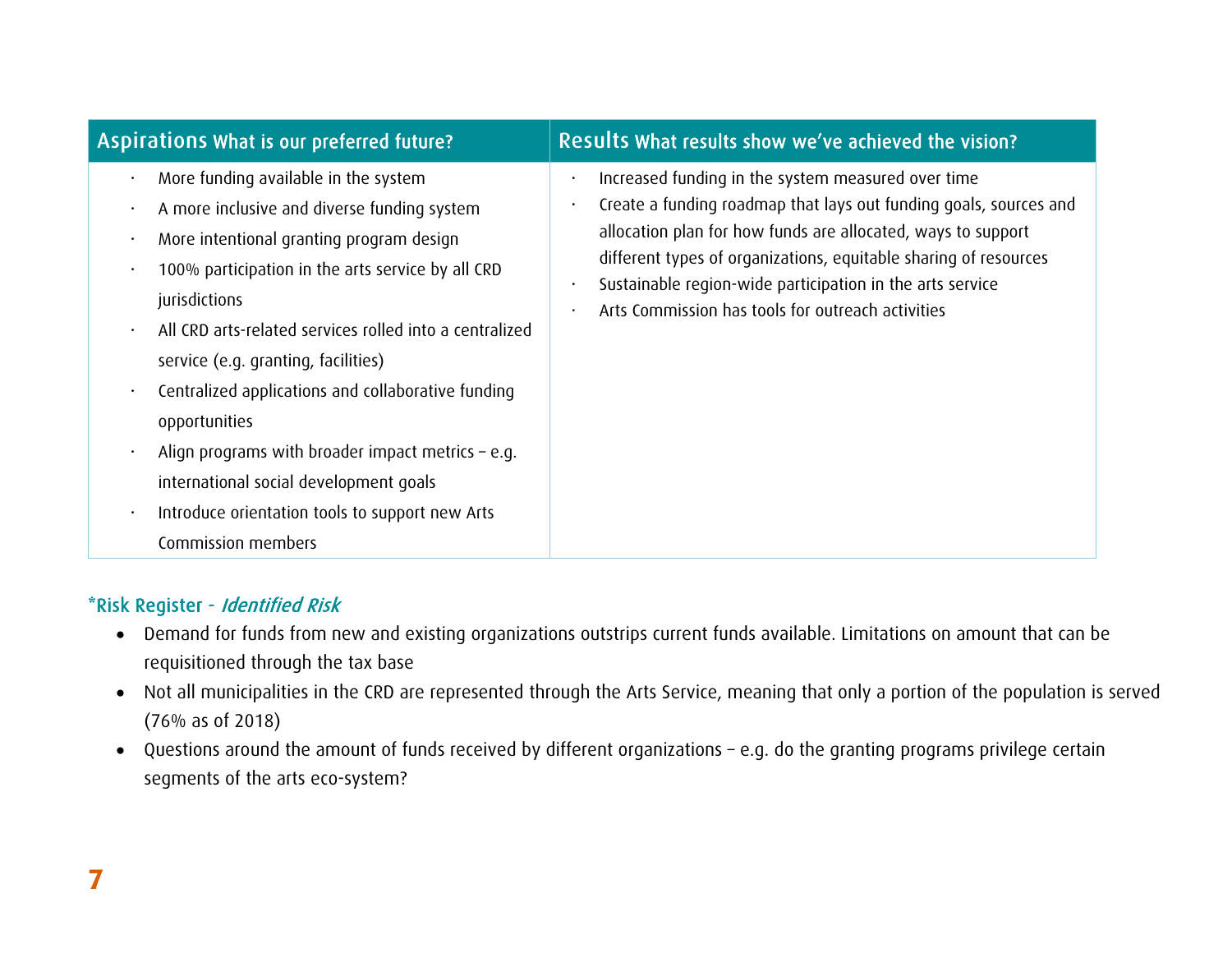| Aspirations What is our preferred future? | Results What results show we've achieved the vision? |
| --- | --- |
| · More funding available in the system<br>· A more inclusive and diverse funding system<br>· More intentional granting program design<br>· 100% participation in the arts service by all CRD jurisdictions<br>· All CRD arts-related services rolled into a centralized service (e.g. granting, facilities)<br>· Centralized applications and collaborative funding opportunities<br>· Align programs with broader impact metrics – e.g. international social development goals<br>· Introduce orientation tools to support new Arts Commission members | · Increased funding in the system measured over time<br>· Create a funding roadmap that lays out funding goals, sources and allocation plan for how funds are allocated, ways to support different types of organizations, equitable sharing of resources<br>· Sustainable region-wide participation in the arts service<br>· Arts Commission has tools for outreach activities |

*Risk Register - *Identified Risk*

- Demand for funds from new and existing organizations outstrips current funds available. Limitations on amount that can be requisitioned through the tax base
- Not all municipalities in the CRD are represented through the Arts Service, meaning that only a portion of the population is served (76% as of 2018)
- Questions around the amount of funds received by different organizations – e.g. do the granting programs privilege certain segments of the arts eco-system?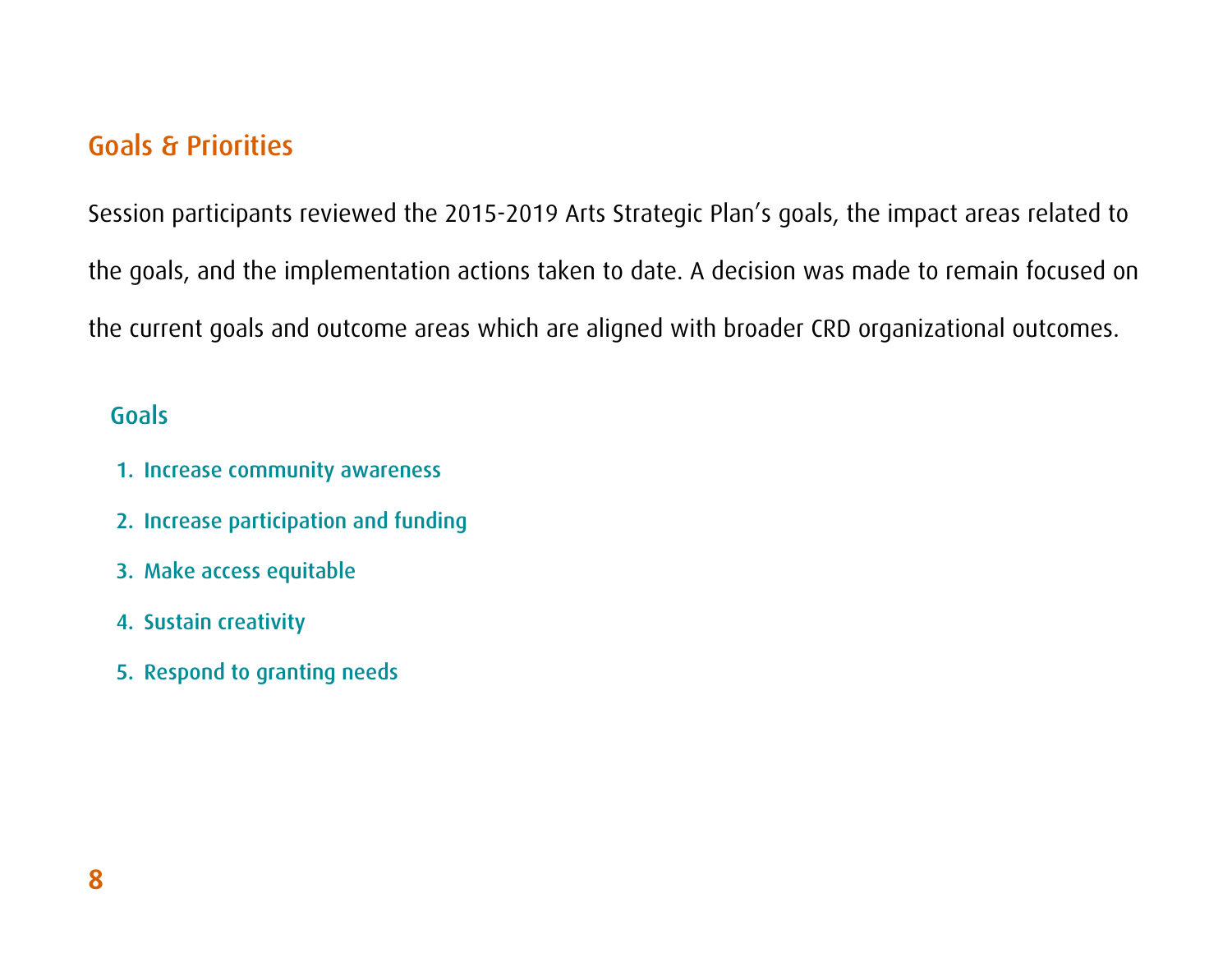## Goals & Priorities

Session participants reviewed the 2015-2019 Arts Strategic Plan's goals, the impact areas related to the goals, and the implementation actions taken to date. A decision was made to remain focused on the current goals and outcome areas which are aligned with broader CRD organizational outcomes.

### Goals

1. Increase community awareness
2. Increase participation and funding
3. Make access equitable
4. Sustain creativity
5. Respond to granting needs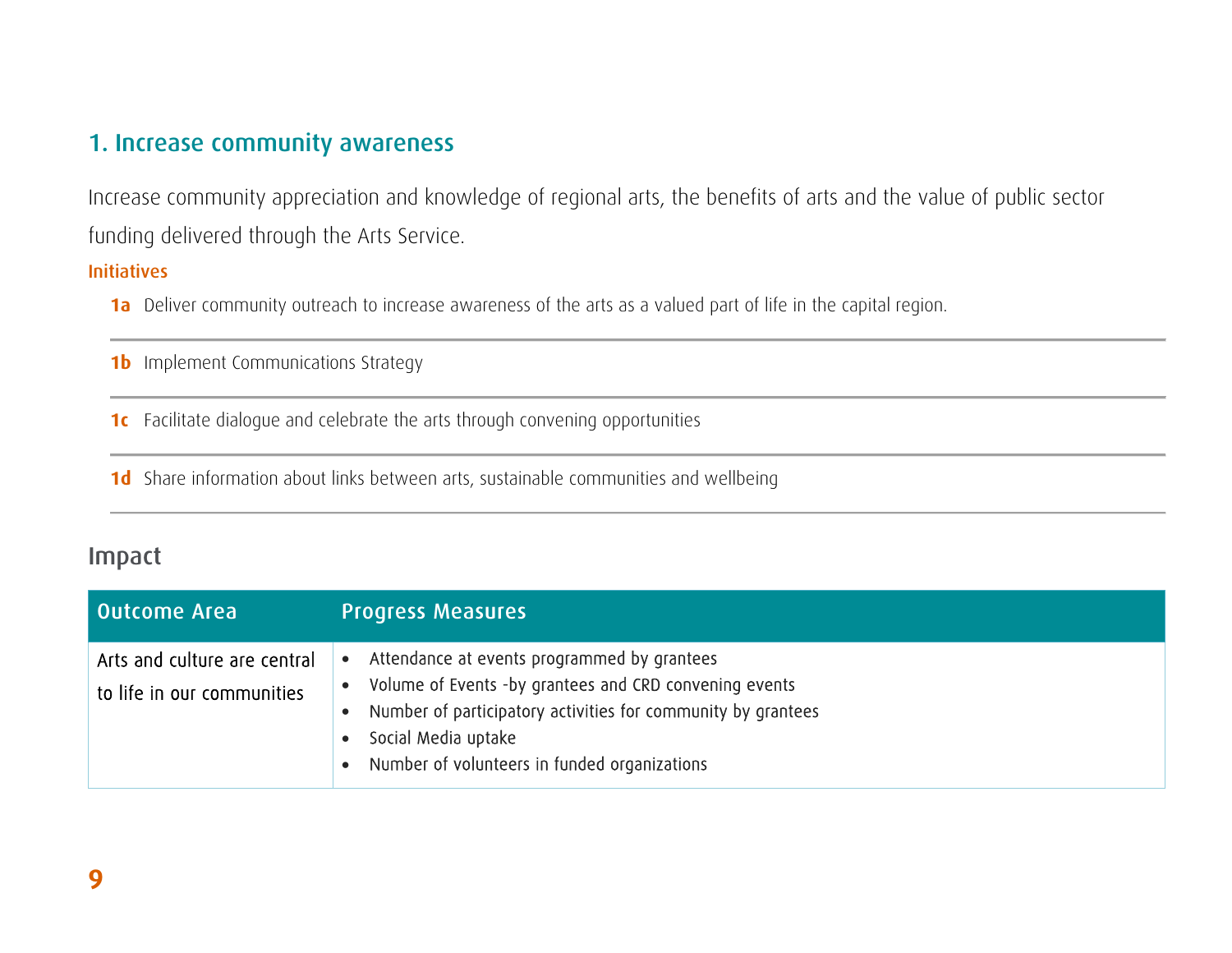## 1. Increase community awareness

Increase community appreciation and knowledge of regional arts, the benefits of arts and the value of public sector funding delivered through the Arts Service.

### Initiatives

**1a** Deliver community outreach to increase awareness of the arts as a valued part of life in the capital region.

**1b** Implement Communications Strategy

**1c** Facilitate dialogue and celebrate the arts through convening opportunities

**1d** Share information about links between arts, sustainable communities and wellbeing

## Impact

| Outcome Area | Progress Measures |
| --- | --- |
| Arts and culture are central to life in our communities | • Attendance at events programmed by grantees<br>• Volume of Events -by grantees and CRD convening events<br>• Number of participatory activities for community by grantees<br>• Social Media uptake<br>• Number of volunteers in funded organizations |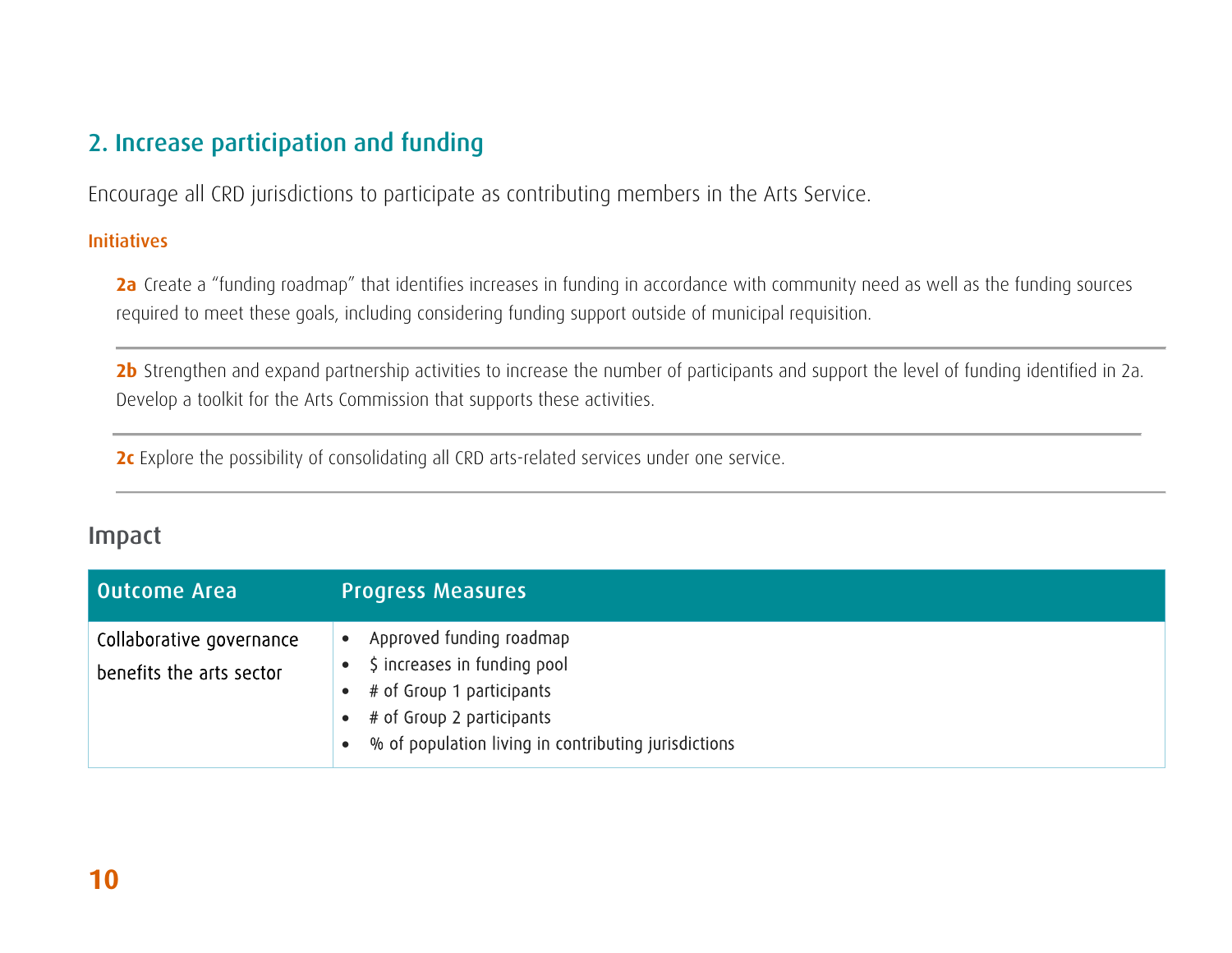## 2. Increase participation and funding

Encourage all CRD jurisdictions to participate as contributing members in the Arts Service.

### Initiatives

**2a** Create a “funding roadmap” that identifies increases in funding in accordance with community need as well as the funding sources required to meet these goals, including considering funding support outside of municipal requisition.

**2b** Strengthen and expand partnership activities to increase the number of participants and support the level of funding identified in 2a. Develop a toolkit for the Arts Commission that supports these activities.

**2c** Explore the possibility of consolidating all CRD arts-related services under one service.

## Impact

| Outcome Area | Progress Measures |
| --- | --- |
| Collaborative governance benefits the arts sector | • Approved funding roadmap<br>• $ increases in funding pool<br>• # of Group 1 participants<br>• # of Group 2 participants<br>• % of population living in contributing jurisdictions |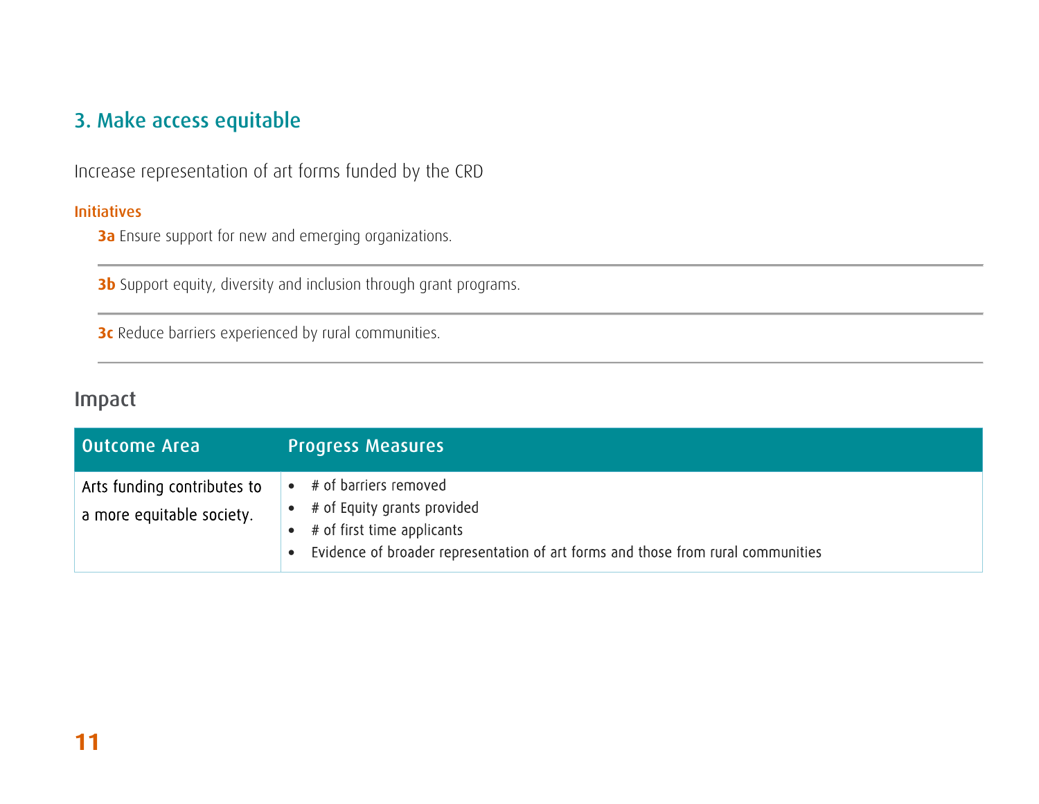## 3. Make access equitable

Increase representation of art forms funded by the CRD

#### Initiatives

**3a** Ensure support for new and emerging organizations.

**3b** Support equity, diversity and inclusion through grant programs.

**3c** Reduce barriers experienced by rural communities.

### Impact

| Outcome Area | Progress Measures |
|---|---|
| Arts funding contributes to a more equitable society. | • # of barriers removed<br>• # of Equity grants provided<br>• # of first time applicants<br>• Evidence of broader representation of art forms and those from rural communities |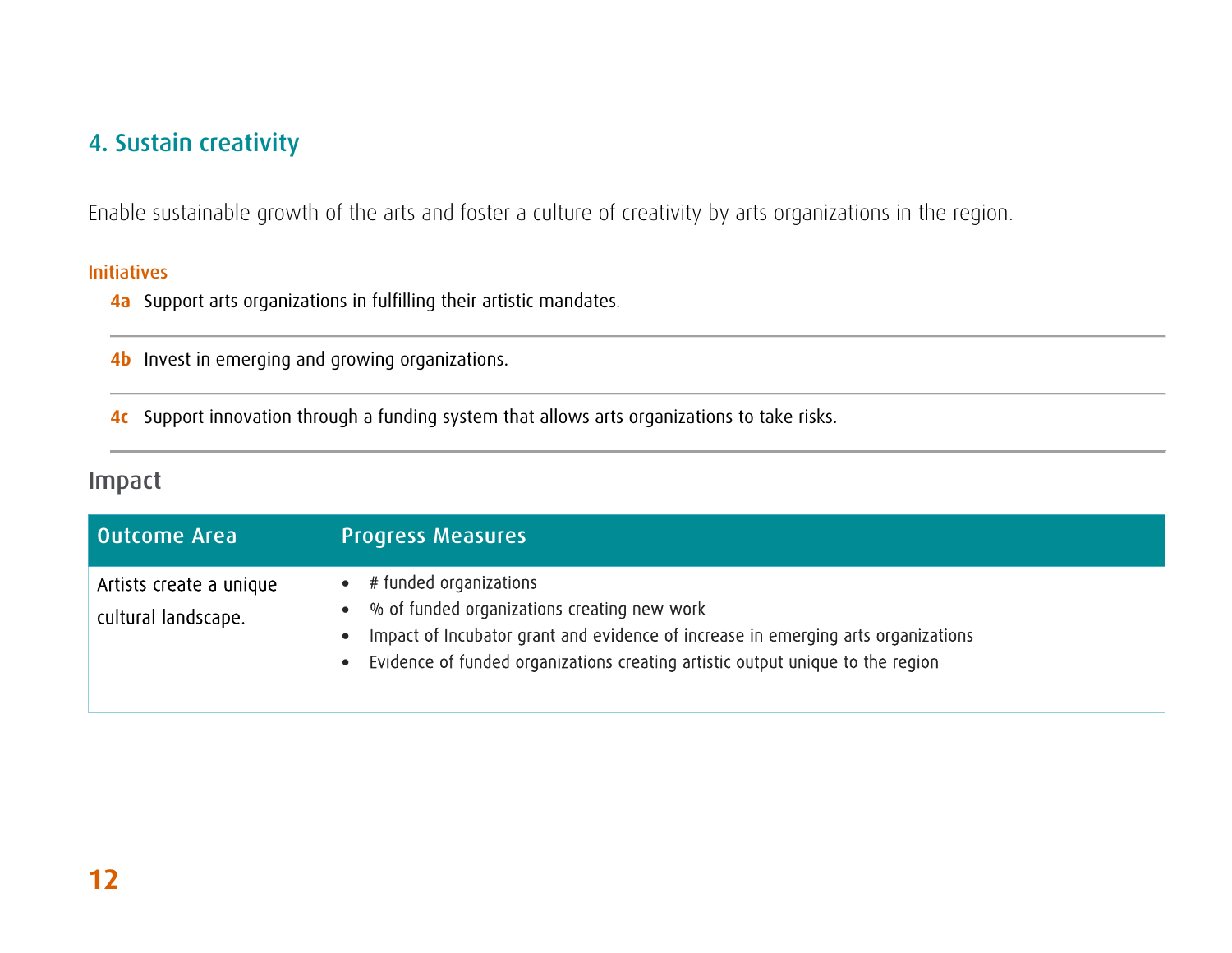## 4. Sustain creativity

Enable sustainable growth of the arts and foster a culture of creativity by arts organizations in the region.

**Initiatives**

**4a** Support arts organizations in fulfilling their artistic mandates.

**4b** Invest in emerging and growing organizations.

**4c** Support innovation through a funding system that allows arts organizations to take risks.

### Impact

| Outcome Area | Progress Measures |
| --- | --- |
| Artists create a unique cultural landscape. | • # funded organizations<br>• % of funded organizations creating new work<br>• Impact of Incubator grant and evidence of increase in emerging arts organizations<br>• Evidence of funded organizations creating artistic output unique to the region |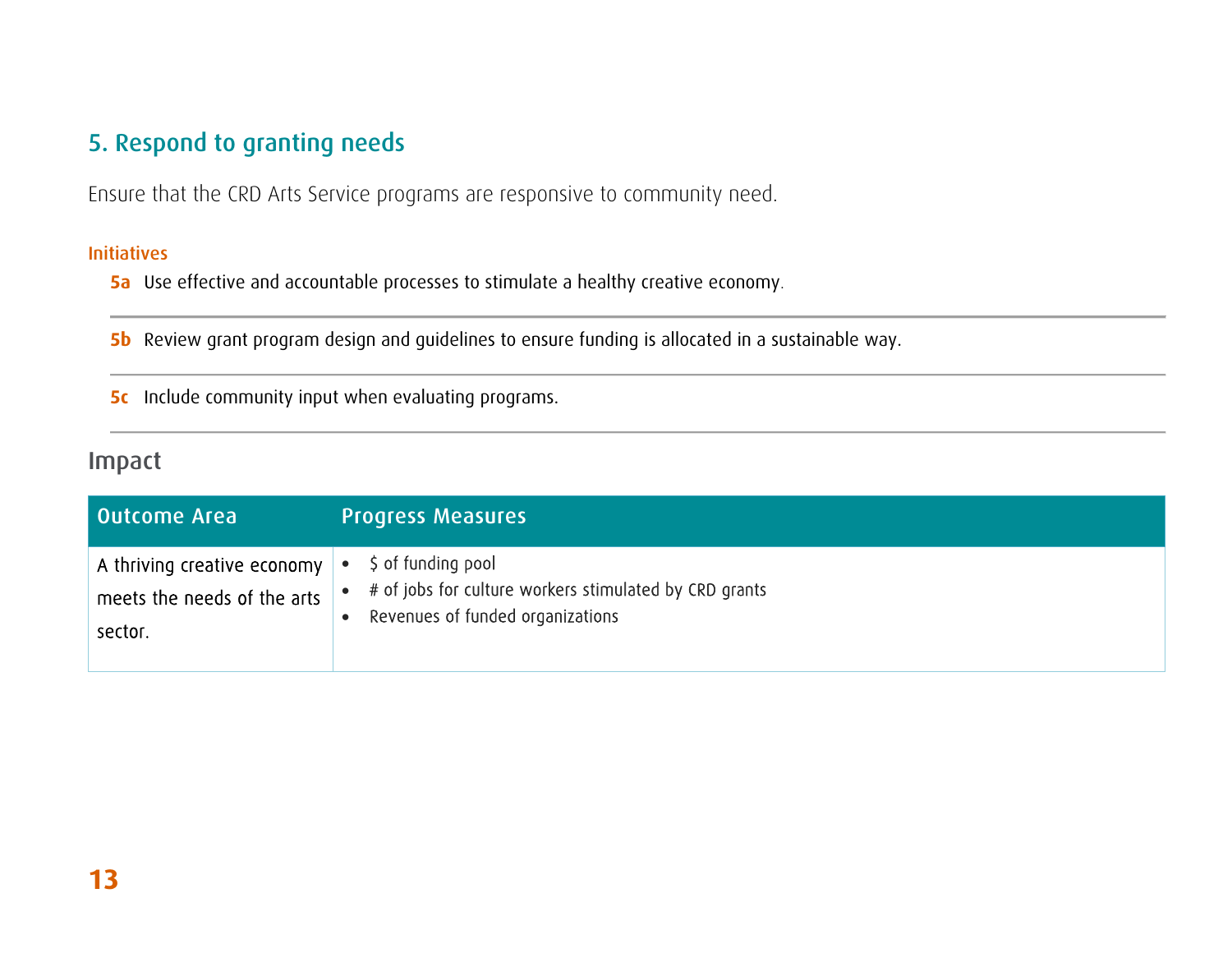## 5. Respond to granting needs

Ensure that the CRD Arts Service programs are responsive to community need.

### Initiatives

**5a** Use effective and accountable processes to stimulate a healthy creative economy.

**5b** Review grant program design and guidelines to ensure funding is allocated in a sustainable way.

**5c** Include community input when evaluating programs.

### Impact

| Outcome Area | Progress Measures |
|---|---|
| A thriving creative economy meets the needs of the arts sector. | • $ of funding pool<br>• # of jobs for culture workers stimulated by CRD grants<br>• Revenues of funded organizations |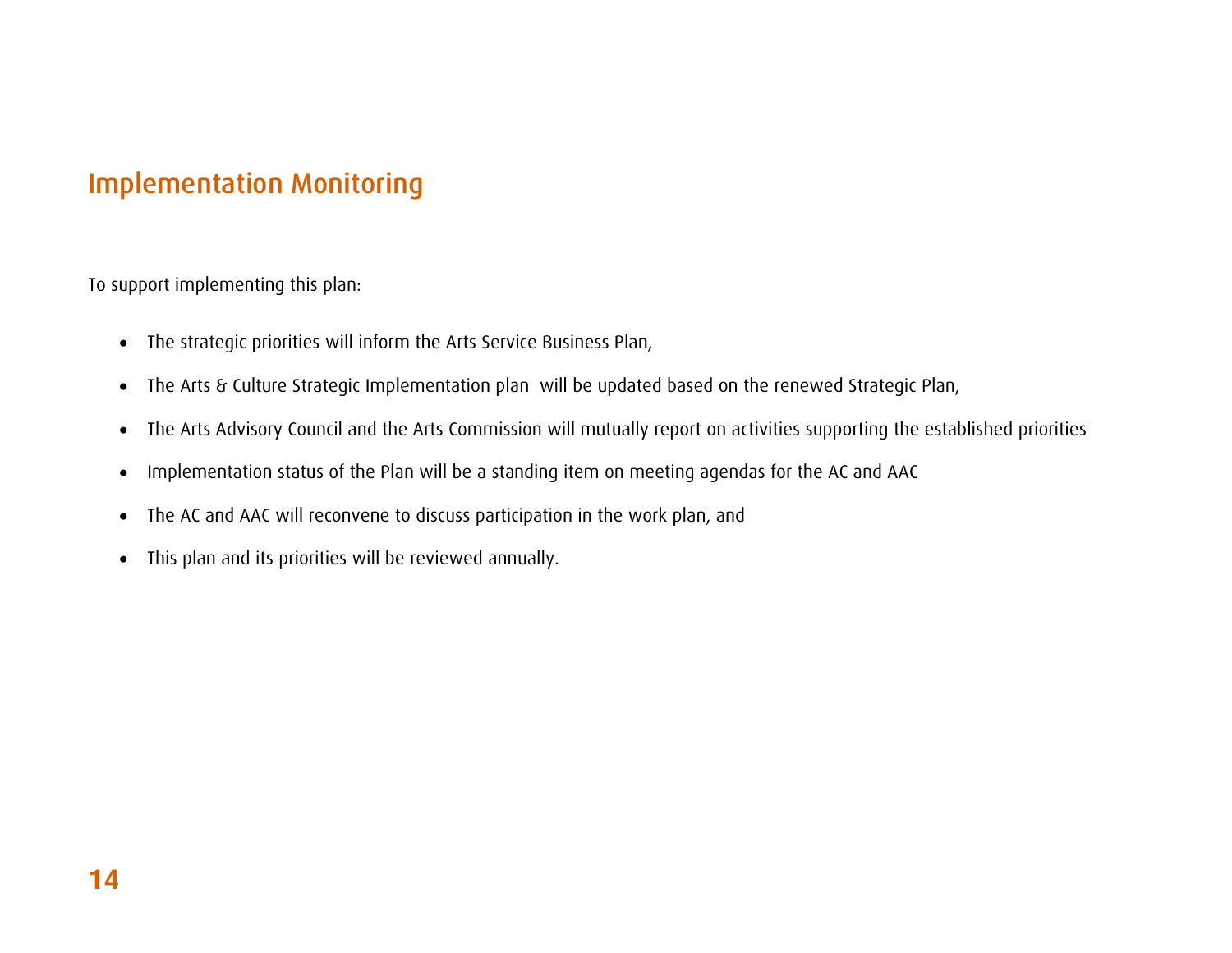## Implementation Monitoring

To support implementing this plan:

- The strategic priorities will inform the Arts Service Business Plan,
- The Arts & Culture Strategic Implementation plan will be updated based on the renewed Strategic Plan,
- The Arts Advisory Council and the Arts Commission will mutually report on activities supporting the established priorities
- Implementation status of the Plan will be a standing item on meeting agendas for the AC and AAC
- The AC and AAC will reconvene to discuss participation in the work plan, and
- This plan and its priorities will be reviewed annually.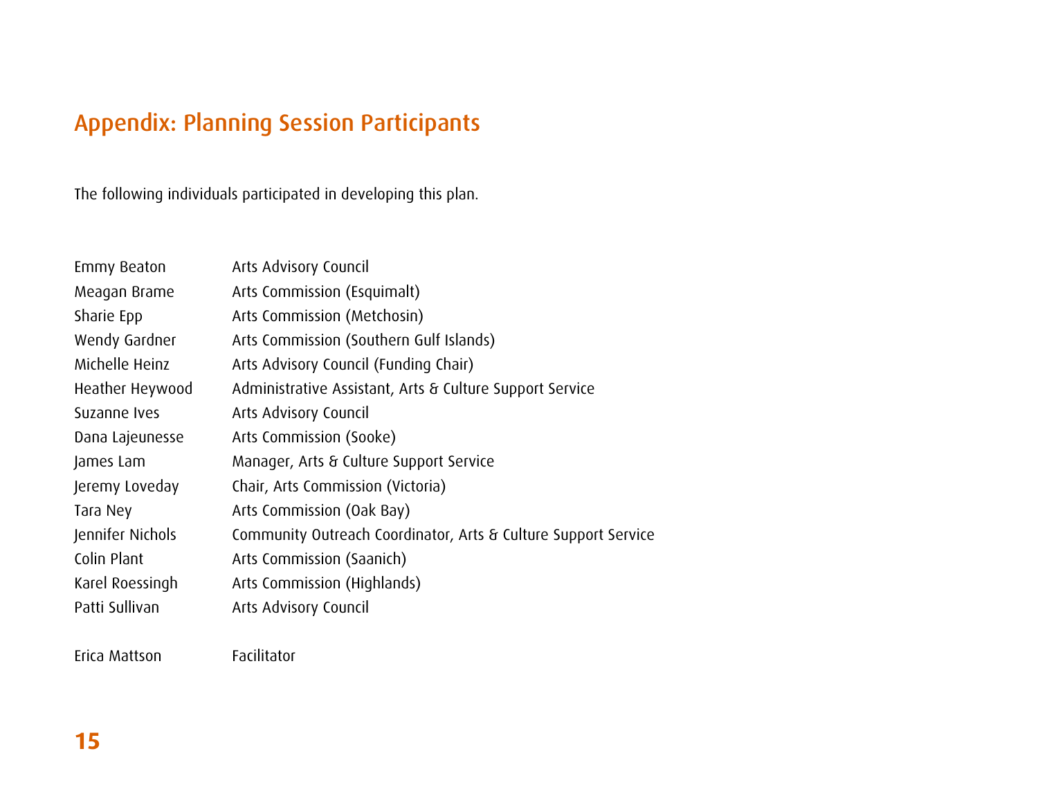# Appendix: Planning Session Participants

The following individuals participated in developing this plan.

| | |
|---|---|
| Emmy Beaton | Arts Advisory Council |
| Meagan Brame | Arts Commission (Esquimalt) |
| Sharie Epp | Arts Commission (Metchosin) |
| Wendy Gardner | Arts Commission (Southern Gulf Islands) |
| Michelle Heinz | Arts Advisory Council (Funding Chair) |
| Heather Heywood | Administrative Assistant, Arts & Culture Support Service |
| Suzanne Ives | Arts Advisory Council |
| Dana Lajeunesse | Arts Commission (Sooke) |
| James Lam | Manager, Arts & Culture Support Service |
| Jeremy Loveday | Chair, Arts Commission (Victoria) |
| Tara Ney | Arts Commission (Oak Bay) |
| Jennifer Nichols | Community Outreach Coordinator, Arts & Culture Support Service |
| Colin Plant | Arts Commission (Saanich) |
| Karel Roessingh | Arts Commission (Highlands) |
| Patti Sullivan | Arts Advisory Council |
| | |
| Erica Mattson | Facilitator |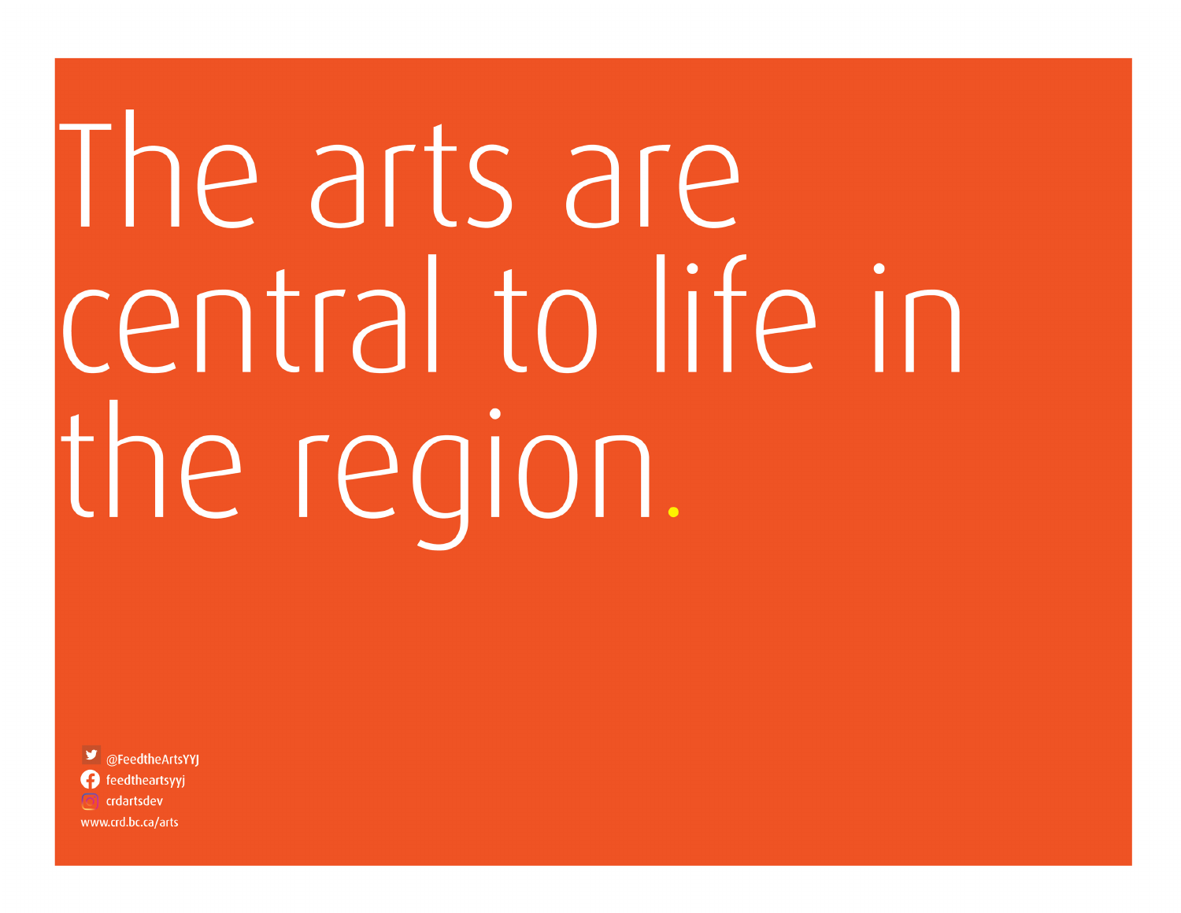# The arts are central to life in the region.

@FeedtheArtsYYJ
feedtheartsyyj
crdartsdev
www.crd.bc.ca/arts